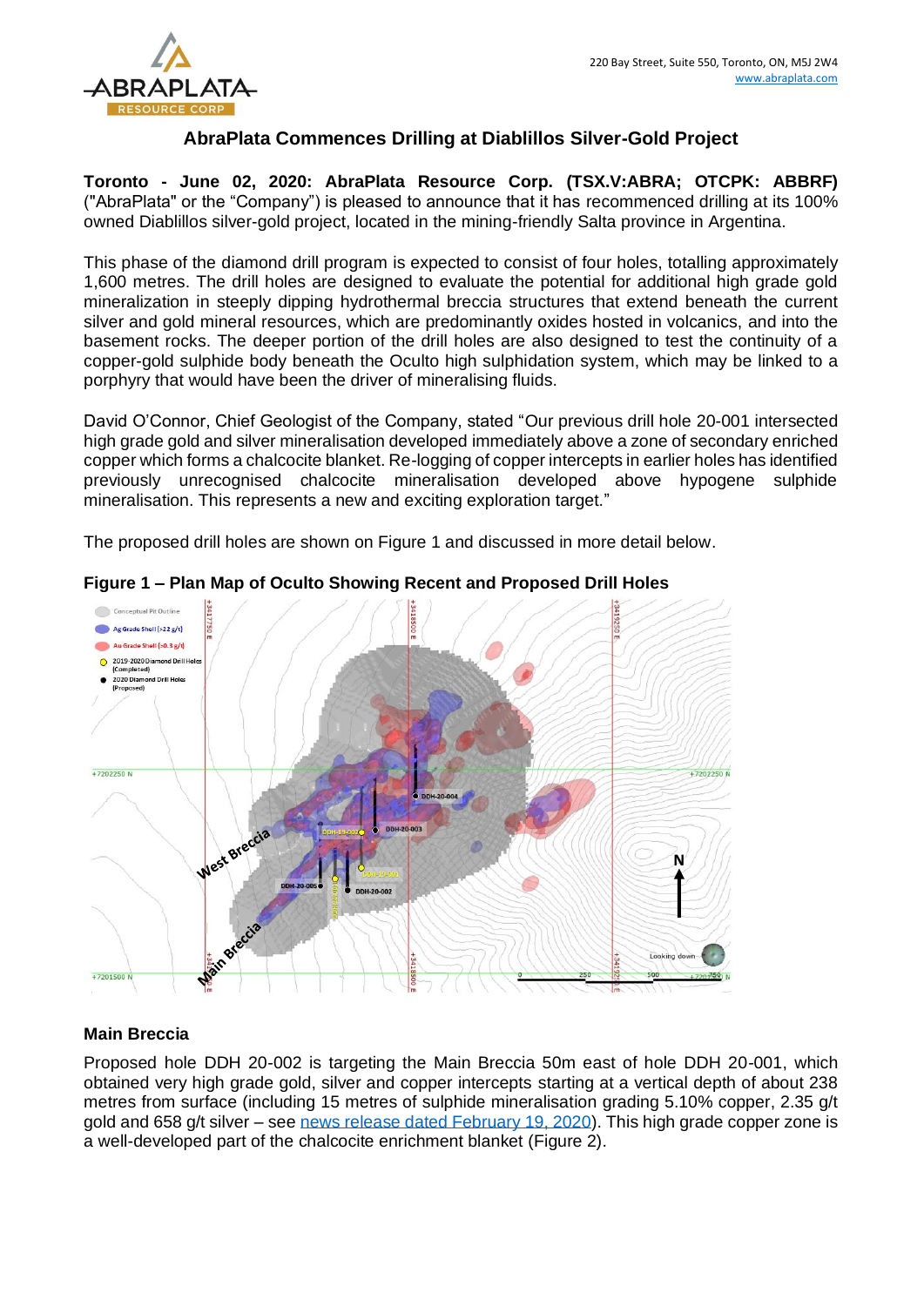220 Bay Street, Suite 550, Toronto, ON, M5J 2W4
www.abraplata.com

# AbraPlata Commences Drilling at Diablillos Silver-Gold Project

**Toronto - June 02, 2020: AbraPlata Resource Corp. (TSX.V:ABRA; OTCPK: ABBRF)** ("AbraPlata" or the "Company") is pleased to announce that it has recommenced drilling at its 100% owned Diablillos silver-gold project, located in the mining-friendly Salta province in Argentina.

This phase of the diamond drill program is expected to consist of four holes, totalling approximately 1,600 metres. The drill holes are designed to evaluate the potential for additional high grade gold mineralization in steeply dipping hydrothermal breccia structures that extend beneath the current silver and gold mineral resources, which are predominantly oxides hosted in volcanics, and into the basement rocks. The deeper portion of the drill holes are also designed to test the continuity of a copper-gold sulphide body beneath the Oculto high sulphidation system, which may be linked to a porphyry that would have been the driver of mineralising fluids.

David O'Connor, Chief Geologist of the Company, stated "Our previous drill hole 20-001 intersected high grade gold and silver mineralisation developed immediately above a zone of secondary enriched copper which forms a chalcocite blanket. Re-logging of copper intercepts in earlier holes has identified previously unrecognised chalcocite mineralisation developed above hypogene sulphide mineralisation. This represents a new and exciting exploration target."

The proposed drill holes are shown on Figure 1 and discussed in more detail below.

**Figure 1 – Plan Map of Oculto Showing Recent and Proposed Drill Holes**

## Main Breccia

Proposed hole DDH 20-002 is targeting the Main Breccia 50m east of hole DDH 20-001, which obtained very high grade gold, silver and copper intercepts starting at a vertical depth of about 238 metres from surface (including 15 metres of sulphide mineralisation grading 5.10% copper, 2.35 g/t gold and 658 g/t silver – see news release dated February 19, 2020). This high grade copper zone is a well-developed part of the chalcocite enrichment blanket (Figure 2).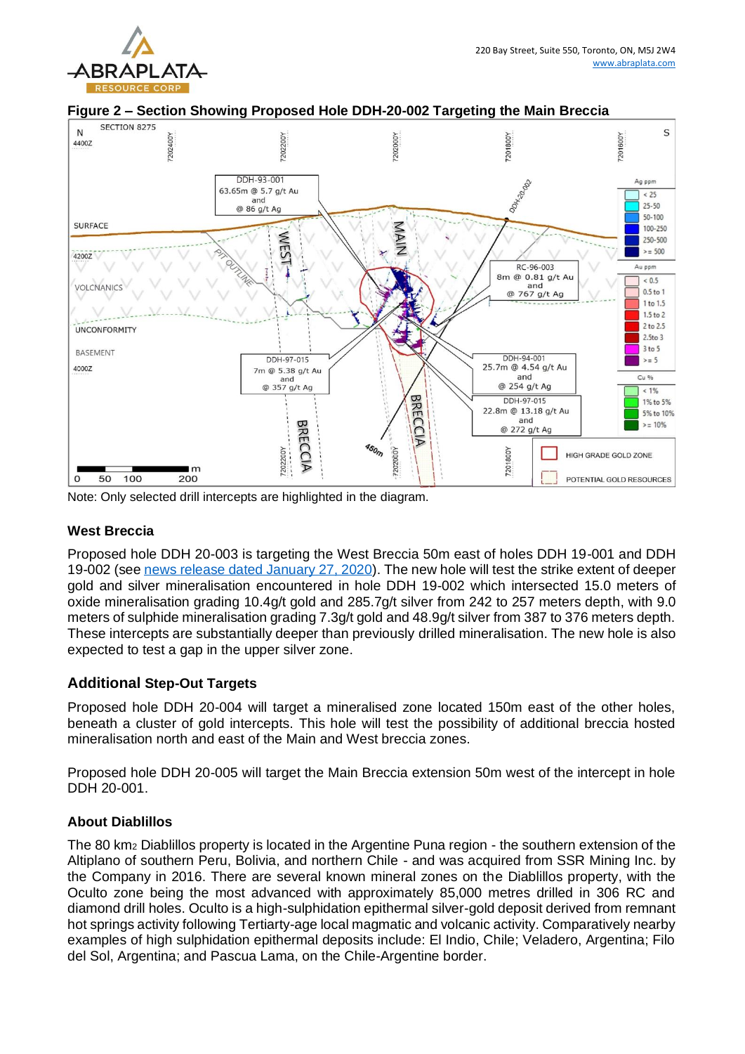**Figure 2 – Section Showing Proposed Hole DDH-20-002 Targeting the Main Breccia**

Note: Only selected drill intercepts are highlighted in the diagram.

### West Breccia

Proposed hole DDH 20-003 is targeting the West Breccia 50m east of holes DDH 19-001 and DDH 19-002 (see [news release dated January 27, 2020](https://www.abraplata.com)). The new hole will test the strike extent of deeper gold and silver mineralisation encountered in hole DDH 19-002 which intersected 15.0 meters of oxide mineralisation grading 10.4g/t gold and 285.7g/t silver from 242 to 257 meters depth, with 9.0 meters of sulphide mineralisation grading 7.3g/t gold and 48.9g/t silver from 387 to 376 meters depth. These intercepts are substantially deeper than previously drilled mineralisation. The new hole is also expected to test a gap in the upper silver zone.

### Additional Step-Out Targets

Proposed hole DDH 20-004 will target a mineralised zone located 150m east of the other holes, beneath a cluster of gold intercepts. This hole will test the possibility of additional breccia hosted mineralisation north and east of the Main and West breccia zones.

Proposed hole DDH 20-005 will target the Main Breccia extension 50m west of the intercept in hole DDH 20-001.

### About Diablillos

The 80 $km_2$ Diablillos property is located in the Argentine Puna region - the southern extension of the Altiplano of southern Peru, Bolivia, and northern Chile - and was acquired from SSR Mining Inc. by the Company in 2016. There are several known mineral zones on the Diablillos property, with the Oculto zone being the most advanced with approximately 85,000 metres drilled in 306 RC and diamond drill holes. Oculto is a high-sulphidation epithermal silver-gold deposit derived from remnant hot springs activity following Tertiary-age local magmatic and volcanic activity. Comparatively nearby examples of high sulphidation epithermal deposits include: El Indio, Chile; Veladero, Argentina; Filo del Sol, Argentina; and Pascua Lama, on the Chile-Argentine border.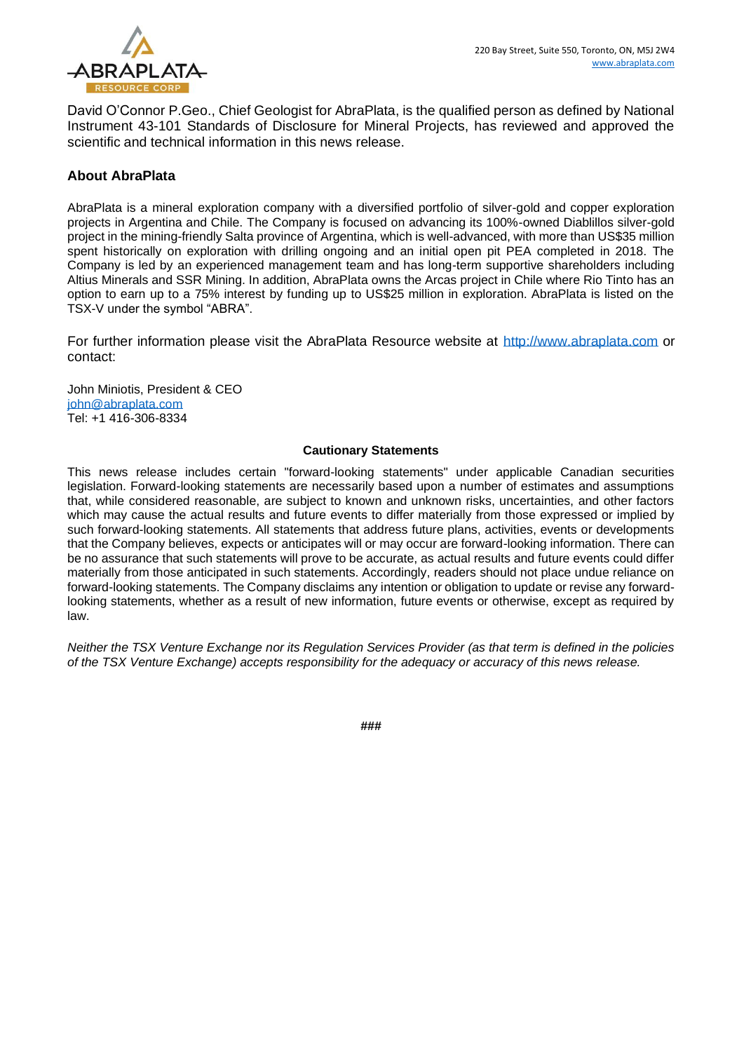David O'Connor P.Geo., Chief Geologist for AbraPlata, is the qualified person as defined by National Instrument 43-101 Standards of Disclosure for Mineral Projects, has reviewed and approved the scientific and technical information in this news release.

## About AbraPlata

AbraPlata is a mineral exploration company with a diversified portfolio of silver-gold and copper exploration projects in Argentina and Chile. The Company is focused on advancing its 100%-owned Diablillos silver-gold project in the mining-friendly Salta province of Argentina, which is well-advanced, with more than US$35 million spent historically on exploration with drilling ongoing and an initial open pit PEA completed in 2018. The Company is led by an experienced management team and has long-term supportive shareholders including Altius Minerals and SSR Mining. In addition, AbraPlata owns the Arcas project in Chile where Rio Tinto has an option to earn up to a 75% interest by funding up to US$25 million in exploration. AbraPlata is listed on the TSX-V under the symbol "ABRA".

For further information please visit the AbraPlata Resource website at http://www.abraplata.com or contact:

John Miniotis, President & CEO
john@abraplata.com
Tel: +1 416-306-8334

**Cautionary Statements**

This news release includes certain "forward-looking statements" under applicable Canadian securities legislation. Forward-looking statements are necessarily based upon a number of estimates and assumptions that, while considered reasonable, are subject to known and unknown risks, uncertainties, and other factors which may cause the actual results and future events to differ materially from those expressed or implied by such forward-looking statements. All statements that address future plans, activities, events or developments that the Company believes, expects or anticipates will or may occur are forward-looking information. There can be no assurance that such statements will prove to be accurate, as actual results and future events could differ materially from those anticipated in such statements. Accordingly, readers should not place undue reliance on forward-looking statements. The Company disclaims any intention or obligation to update or revise any forward-looking statements, whether as a result of new information, future events or otherwise, except as required by law.

*Neither the TSX Venture Exchange nor its Regulation Services Provider (as that term is defined in the policies of the TSX Venture Exchange) accepts responsibility for the adequacy or accuracy of this news release.*

**###**